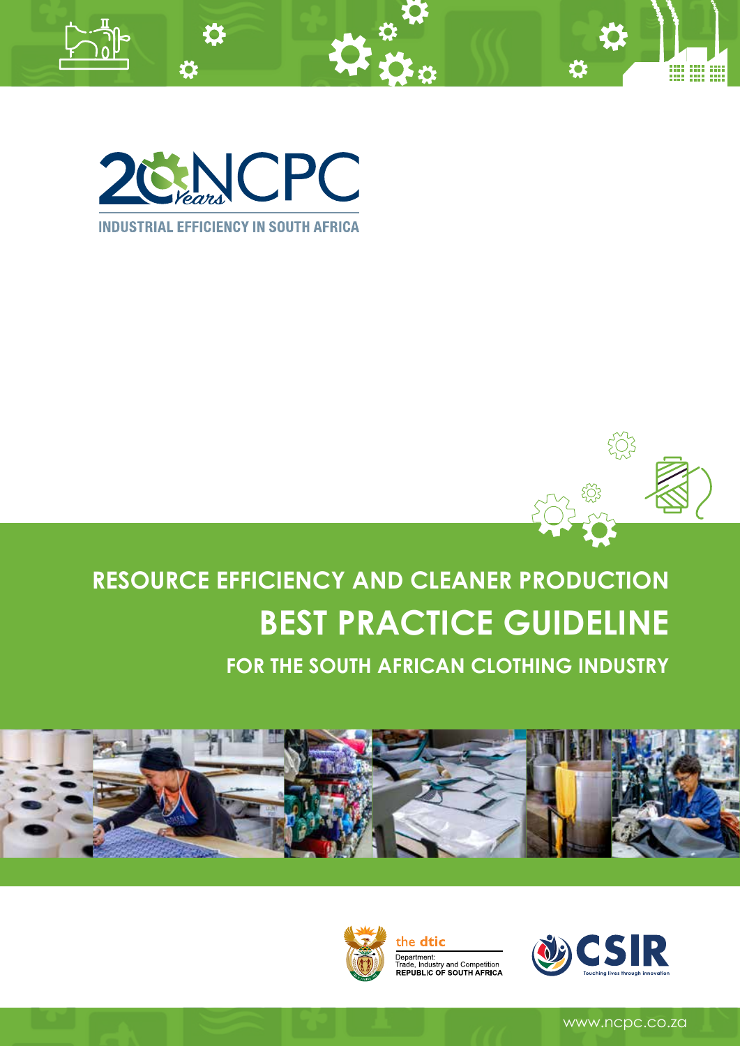20 Years NCPC

INDUSTRIAL EFFICIENCY IN SOUTH AFRICA

# RESOURCE EFFICIENCY AND CLEANER PRODUCTION

# BEST PRACTICE GUIDELINE

## FOR THE SOUTH AFRICAN CLOTHING INDUSTRY

the dtic

Department: Trade, Industry and Competition
REPUBLIC OF SOUTH AFRICA

CSIR

Touching lives through innovation

www.ncpc.co.za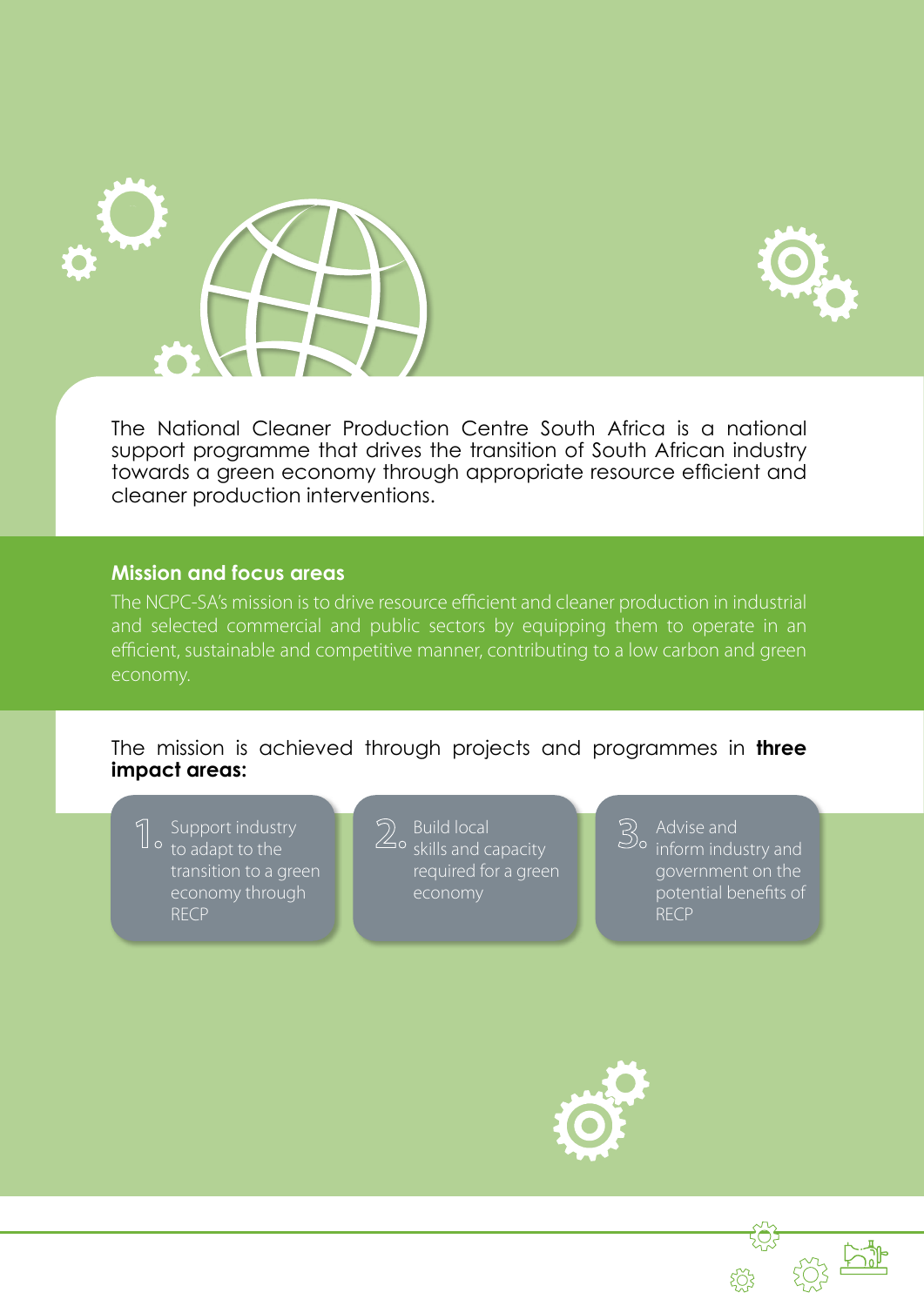The National Cleaner Production Centre South Africa is a national support programme that drives the transition of South African industry towards a green economy through appropriate resource efficient and cleaner production interventions.

## Mission and focus areas

The NCPC-SA's mission is to drive resource efficient and cleaner production in industrial and selected commercial and public sectors by equipping them to operate in an efficient, sustainable and competitive manner, contributing to a low carbon and green economy.

The mission is achieved through projects and programmes in **three impact areas:**

1. Support industry to adapt to the transition to a green economy through RECP
2. Build local skills and capacity required for a green economy
3. Advise and inform industry and government on the potential benefits of RECP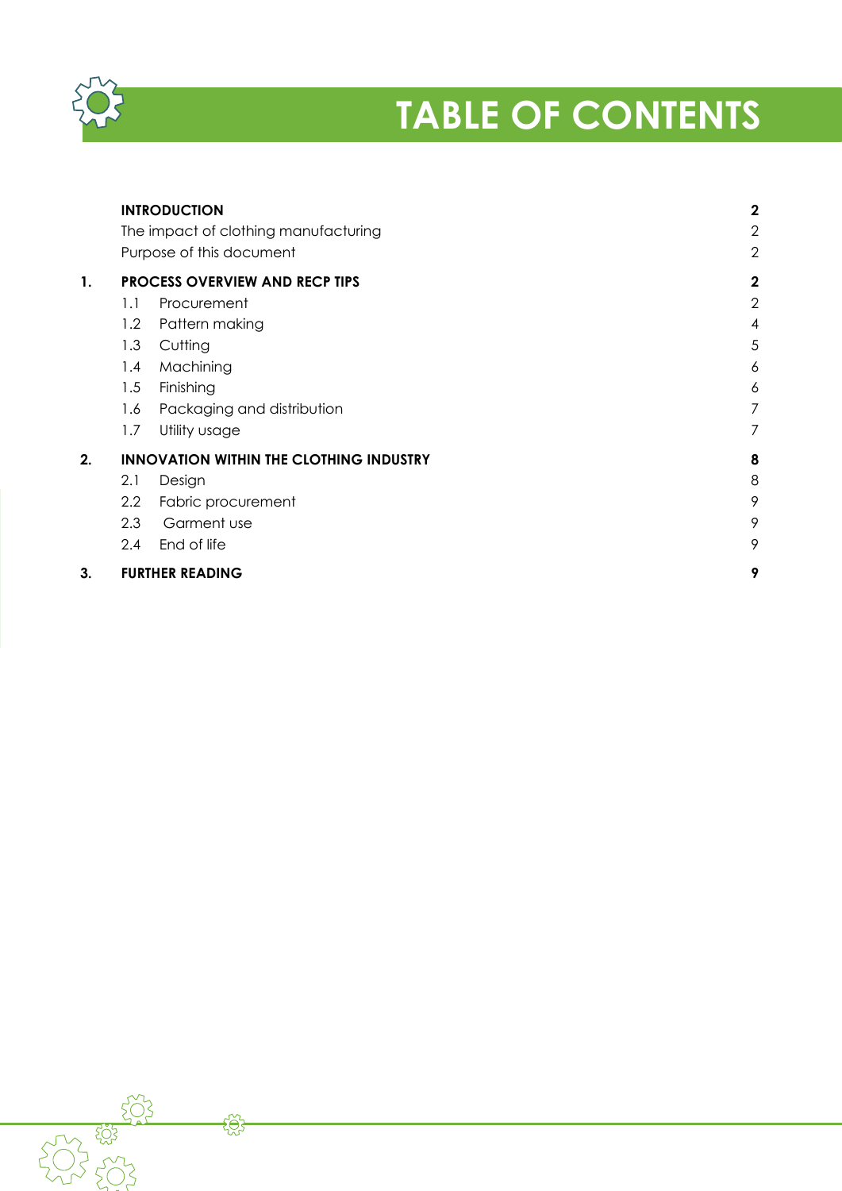# TABLE OF CONTENTS

| | | |
|---|---|---|
| | **INTRODUCTION** | **2** |
| | The impact of clothing manufacturing | 2 |
| | Purpose of this document | 2 |
| **1.** | **PROCESS OVERVIEW AND RECP TIPS** | **2** |
| | 1.1 Procurement | 2 |
| | 1.2 Pattern making | 4 |
| | 1.3 Cutting | 5 |
| | 1.4 Machining | 6 |
| | 1.5 Finishing | 6 |
| | 1.6 Packaging and distribution | 7 |
| | 1.7 Utility usage | 7 |
| **2.** | **INNOVATION WITHIN THE CLOTHING INDUSTRY** | **8** |
| | 2.1 Design | 8 |
| | 2.2 Fabric procurement | 9 |
| | 2.3 Garment use | 9 |
| | 2.4 End of life | 9 |
| **3.** | **FURTHER READING** | **9** |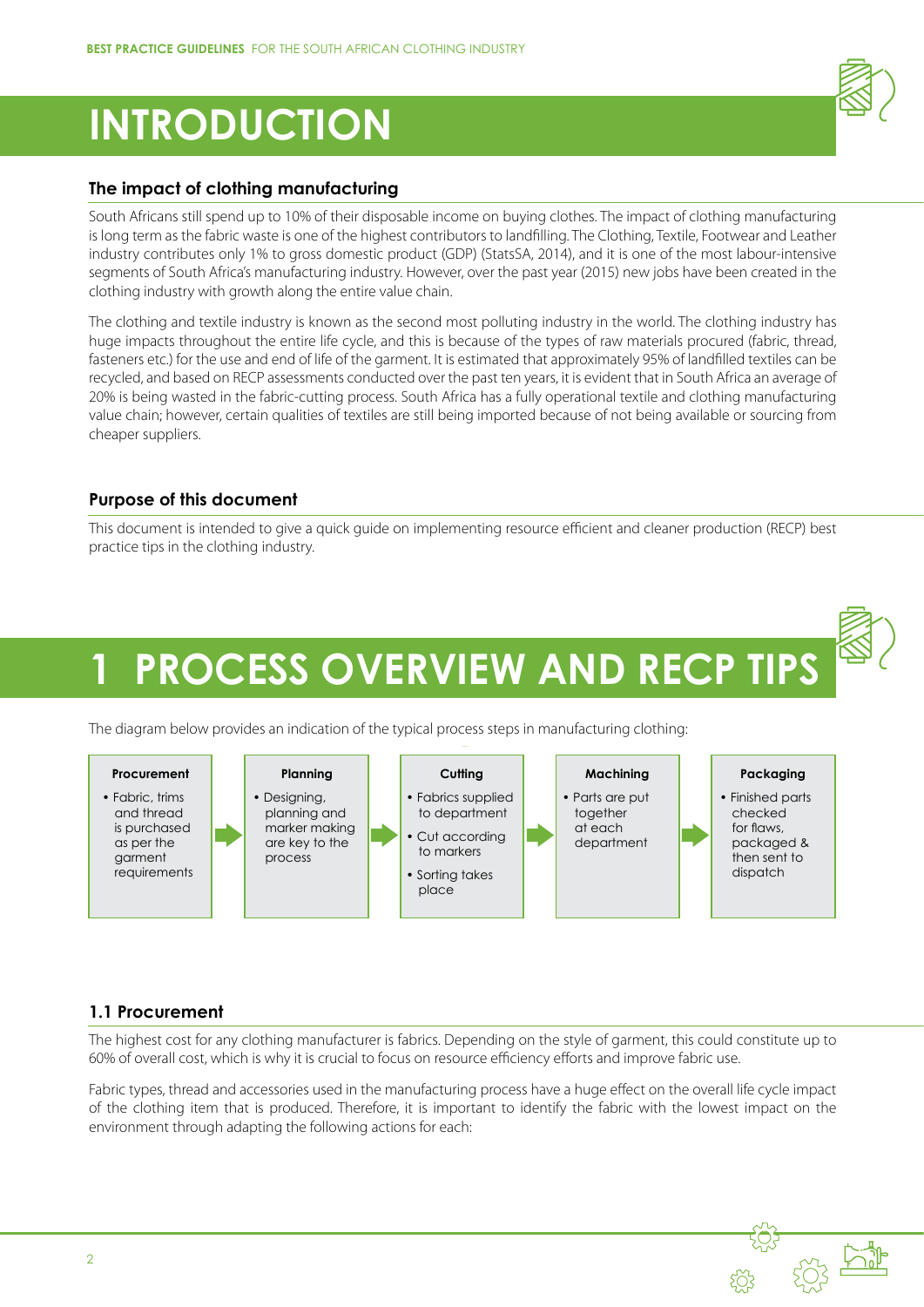# INTRODUCTION

## The impact of clothing manufacturing

South Africans still spend up to 10% of their disposable income on buying clothes. The impact of clothing manufacturing is long term as the fabric waste is one of the highest contributors to landfilling. The Clothing, Textile, Footwear and Leather industry contributes only 1% to gross domestic product (GDP) (StatsSA, 2014), and it is one of the most labour-intensive segments of South Africa's manufacturing industry. However, over the past year (2015) new jobs have been created in the clothing industry with growth along the entire value chain.

The clothing and textile industry is known as the second most polluting industry in the world. The clothing industry has huge impacts throughout the entire life cycle, and this is because of the types of raw materials procured (fabric, thread, fasteners etc.) for the use and end of life of the garment. It is estimated that approximately 95% of landfilled textiles can be recycled, and based on RECP assessments conducted over the past ten years, it is evident that in South Africa an average of 20% is being wasted in the fabric-cutting process. South Africa has a fully operational textile and clothing manufacturing value chain; however, certain qualities of textiles are still being imported because of not being available or sourcing from cheaper suppliers.

## Purpose of this document

This document is intended to give a quick guide on implementing resource efficient and cleaner production (RECP) best practice tips in the clothing industry.

# 1 PROCESS OVERVIEW AND RECP TIPS

The diagram below provides an indication of the typical process steps in manufacturing clothing:

| Procurement | → | Planning | → | Cutting | → | Machining | → | Packaging |
|---|---|---|---|---|---|---|---|---|
| • Fabric, trims and thread is purchased as per the garment requirements | | • Designing, planning and marker making are key to the process | | • Fabrics supplied to department<br>• Cut according to markers<br>• Sorting takes place | | • Parts are put together at each department | | • Finished parts checked for flaws, packaged & then sent to dispatch |

## 1.1 Procurement

The highest cost for any clothing manufacturer is fabrics. Depending on the style of garment, this could constitute up to 60% of overall cost, which is why it is crucial to focus on resource efficiency efforts and improve fabric use.

Fabric types, thread and accessories used in the manufacturing process have a huge effect on the overall life cycle impact of the clothing item that is produced. Therefore, it is important to identify the fabric with the lowest impact on the environment through adapting the following actions for each: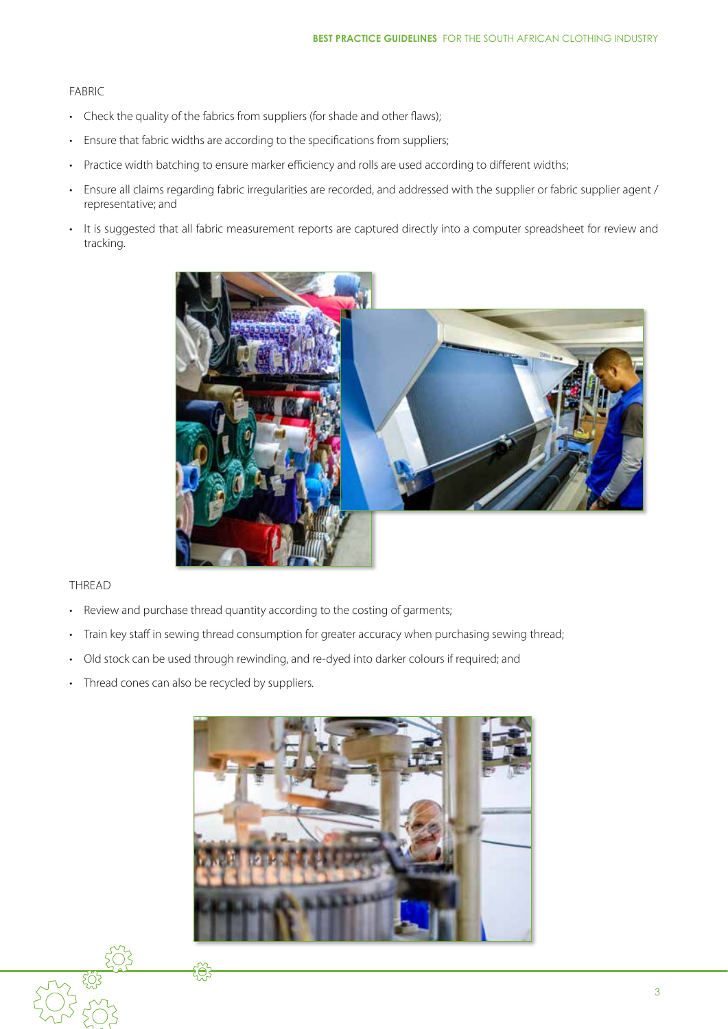FABRIC

- Check the quality of the fabrics from suppliers (for shade and other flaws);
- Ensure that fabric widths are according to the specifications from suppliers;
- Practice width batching to ensure marker efficiency and rolls are used according to different widths;
- Ensure all claims regarding fabric irregularities are recorded, and addressed with the supplier or fabric supplier agent / representative; and
- It is suggested that all fabric measurement reports are captured directly into a computer spreadsheet for review and tracking.

THREAD

- Review and purchase thread quantity according to the costing of garments;
- Train key staff in sewing thread consumption for greater accuracy when purchasing sewing thread;
- Old stock can be used through rewinding, and re-dyed into darker colours if required; and
- Thread cones can also be recycled by suppliers.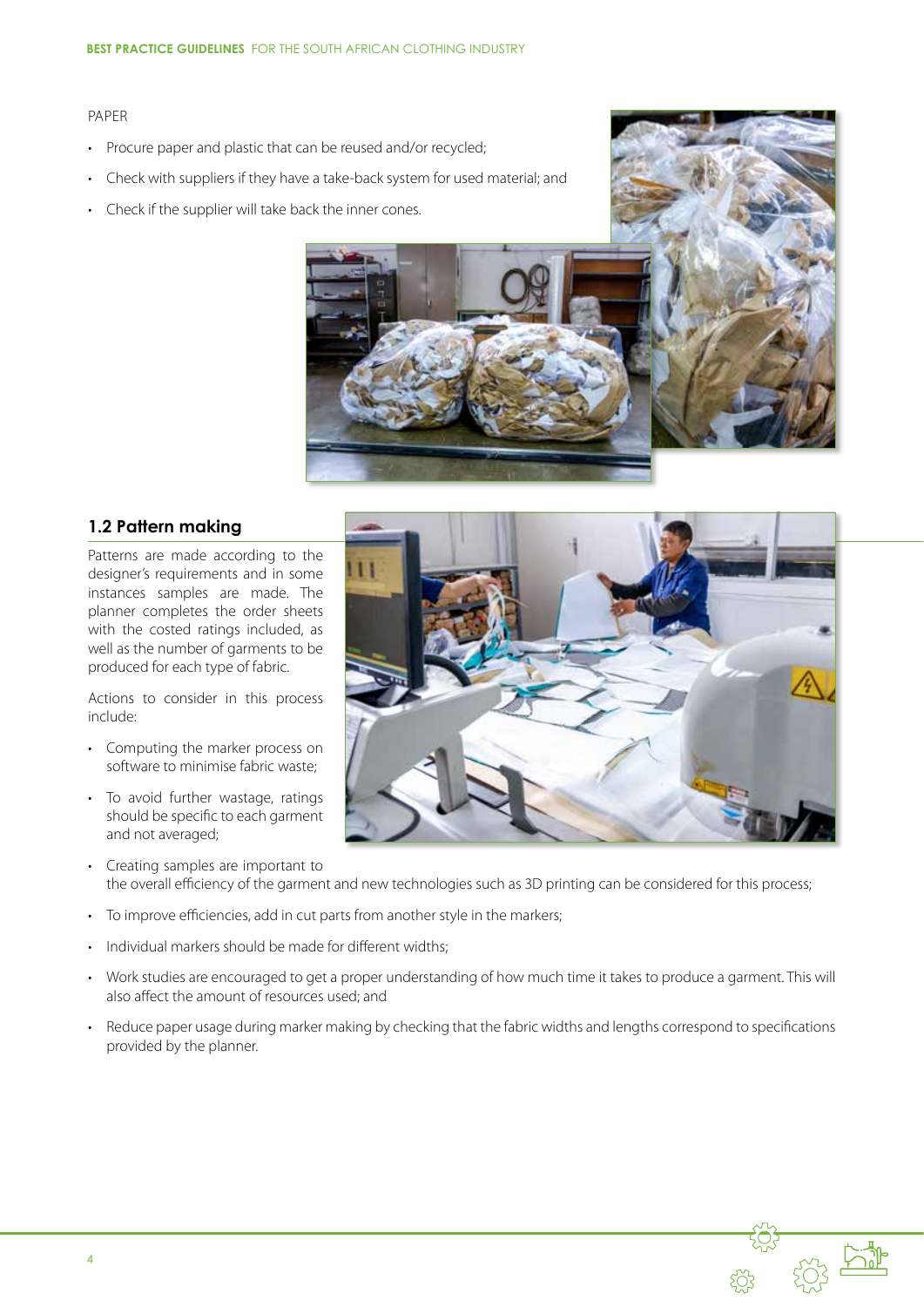PAPER

- Procure paper and plastic that can be reused and/or recycled;
- Check with suppliers if they have a take-back system for used material; and
- Check if the supplier will take back the inner cones.

## 1.2 Pattern making

Patterns are made according to the designer's requirements and in some instances samples are made. The planner completes the order sheets with the costed ratings included, as well as the number of garments to be produced for each type of fabric.

Actions to consider in this process include:

- Computing the marker process on software to minimise fabric waste;
- To avoid further wastage, ratings should be specific to each garment and not averaged;
- Creating samples are important to the overall efficiency of the garment and new technologies such as 3D printing can be considered for this process;
- To improve efficiencies, add in cut parts from another style in the markers;
- Individual markers should be made for different widths;
- Work studies are encouraged to get a proper understanding of how much time it takes to produce a garment. This will also affect the amount of resources used; and
- Reduce paper usage during marker making by checking that the fabric widths and lengths correspond to specifications provided by the planner.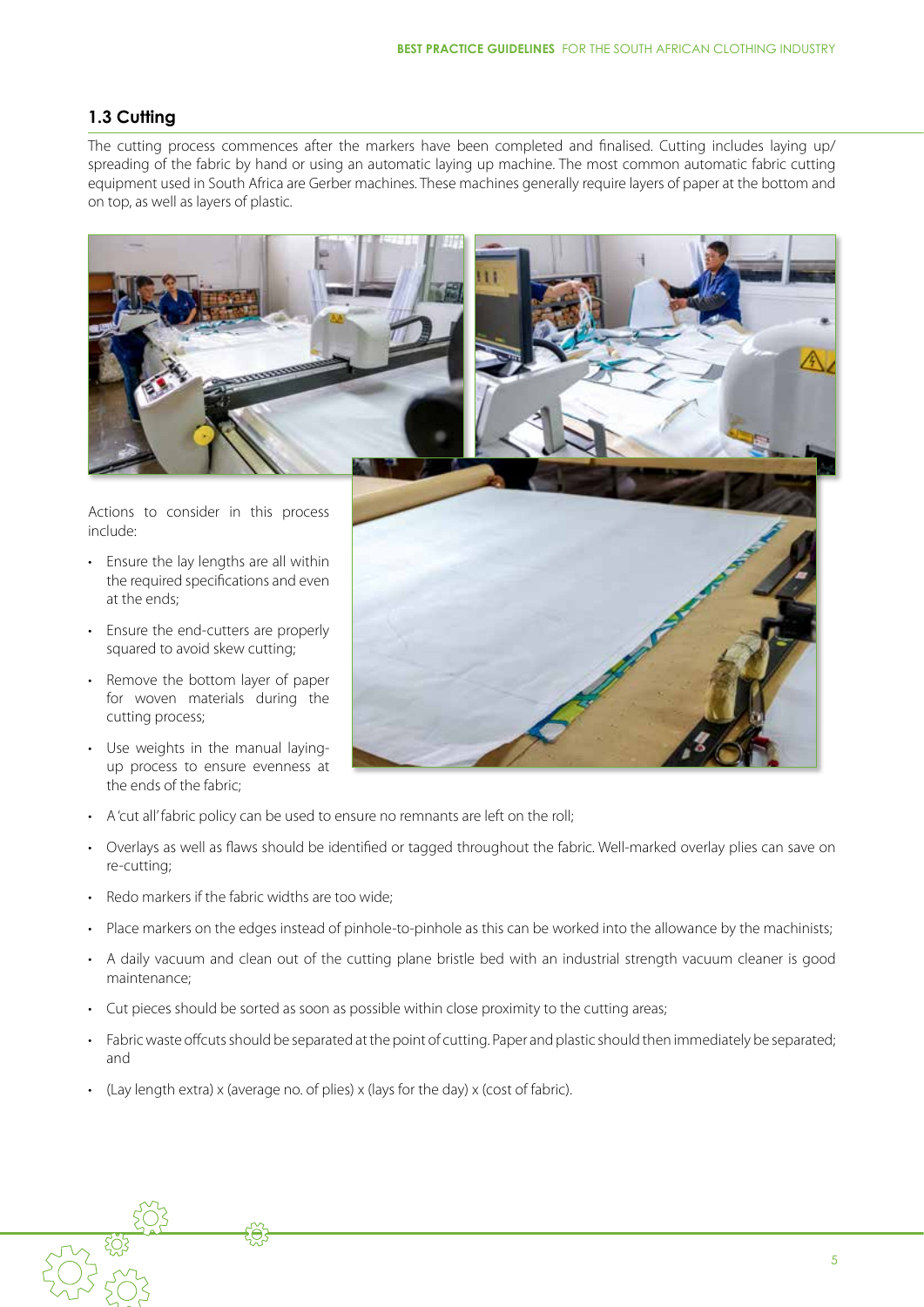## 1.3 Cutting

The cutting process commences after the markers have been completed and finalised. Cutting includes laying up/spreading of the fabric by hand or using an automatic laying up machine. The most common automatic fabric cutting equipment used in South Africa are Gerber machines. These machines generally require layers of paper at the bottom and on top, as well as layers of plastic.

Actions to consider in this process include:

- Ensure the lay lengths are all within the required specifications and even at the ends;
- Ensure the end-cutters are properly squared to avoid skew cutting;
- Remove the bottom layer of paper for woven materials during the cutting process;
- Use weights in the manual laying-up process to ensure evenness at the ends of the fabric;
- A 'cut all' fabric policy can be used to ensure no remnants are left on the roll;
- Overlays as well as flaws should be identified or tagged throughout the fabric. Well-marked overlay plies can save on re-cutting;
- Redo markers if the fabric widths are too wide;
- Place markers on the edges instead of pinhole-to-pinhole as this can be worked into the allowance by the machinists;
- A daily vacuum and clean out of the cutting plane bristle bed with an industrial strength vacuum cleaner is good maintenance;
- Cut pieces should be sorted as soon as possible within close proximity to the cutting areas;
- Fabric waste offcuts should be separated at the point of cutting. Paper and plastic should then immediately be separated; and
- (Lay length extra) x (average no. of plies) x (lays for the day) x (cost of fabric).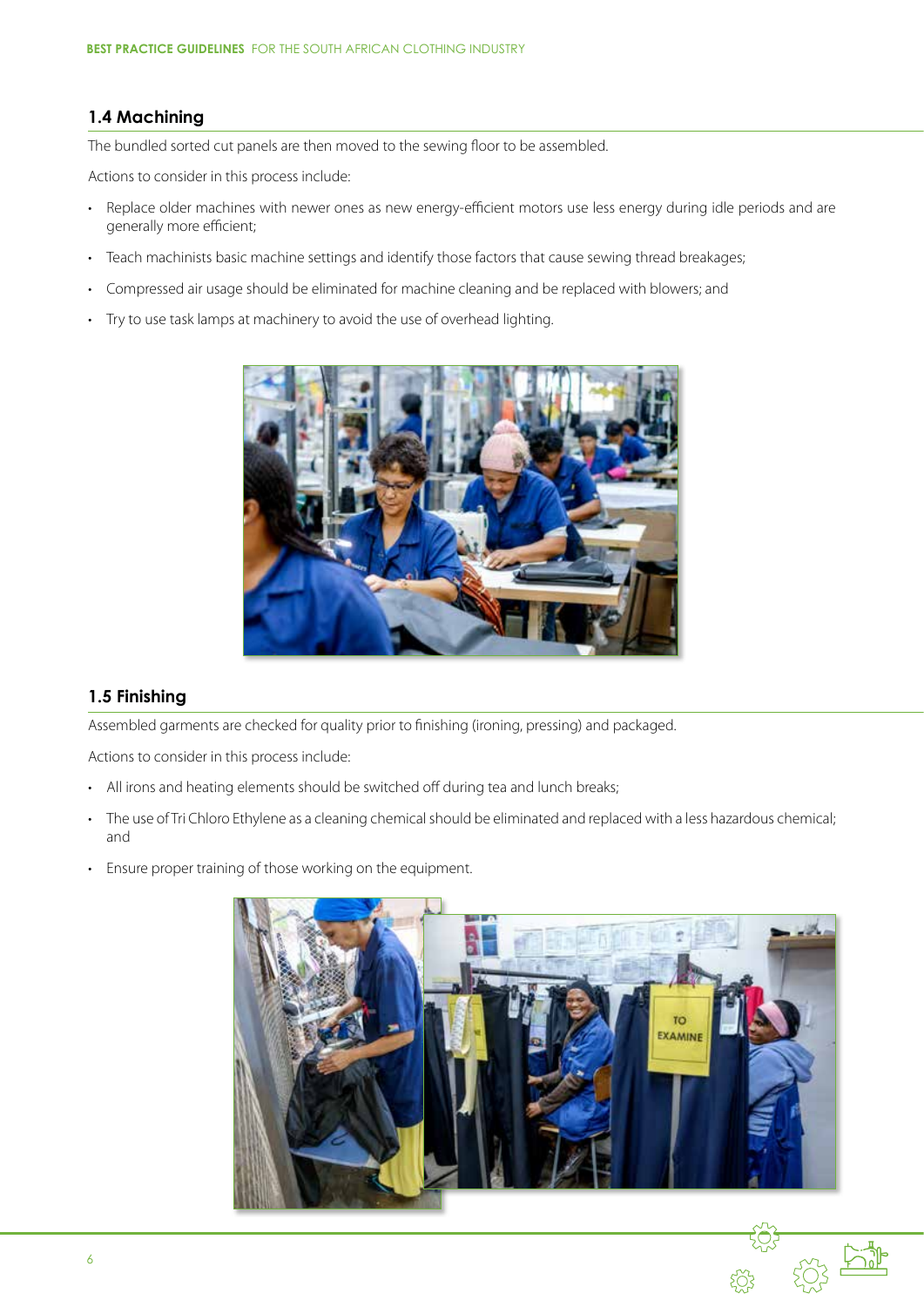## 1.4 Machining

The bundled sorted cut panels are then moved to the sewing floor to be assembled.

Actions to consider in this process include:

- Replace older machines with newer ones as new energy-efficient motors use less energy during idle periods and are generally more efficient;
- Teach machinists basic machine settings and identify those factors that cause sewing thread breakages;
- Compressed air usage should be eliminated for machine cleaning and be replaced with blowers; and
- Try to use task lamps at machinery to avoid the use of overhead lighting.

## 1.5 Finishing

Assembled garments are checked for quality prior to finishing (ironing, pressing) and packaged.

Actions to consider in this process include:

- All irons and heating elements should be switched off during tea and lunch breaks;
- The use of Tri Chloro Ethylene as a cleaning chemical should be eliminated and replaced with a less hazardous chemical; and
- Ensure proper training of those working on the equipment.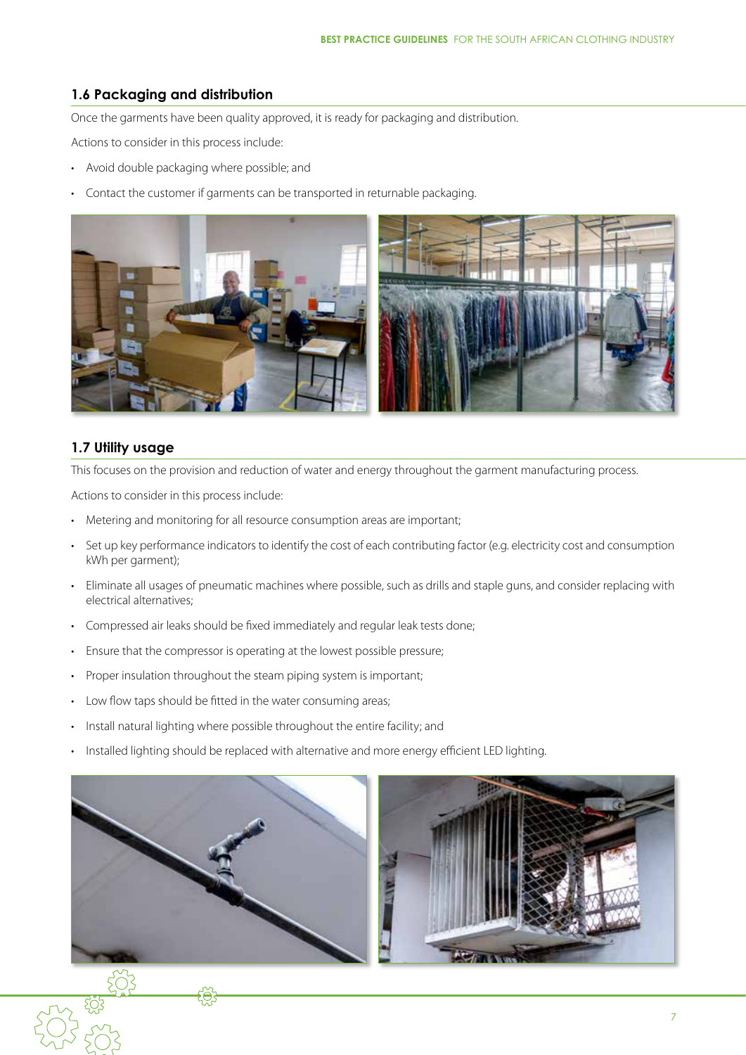## 1.6 Packaging and distribution

Once the garments have been quality approved, it is ready for packaging and distribution.

Actions to consider in this process include:

- Avoid double packaging where possible; and
- Contact the customer if garments can be transported in returnable packaging.

## 1.7 Utility usage

This focuses on the provision and reduction of water and energy throughout the garment manufacturing process.

Actions to consider in this process include:

- Metering and monitoring for all resource consumption areas are important;
- Set up key performance indicators to identify the cost of each contributing factor (e.g. electricity cost and consumption kWh per garment);
- Eliminate all usages of pneumatic machines where possible, such as drills and staple guns, and consider replacing with electrical alternatives;
- Compressed air leaks should be fixed immediately and regular leak tests done;
- Ensure that the compressor is operating at the lowest possible pressure;
- Proper insulation throughout the steam piping system is important;
- Low flow taps should be fitted in the water consuming areas;
- Install natural lighting where possible throughout the entire facility; and
- Installed lighting should be replaced with alternative and more energy efficient LED lighting.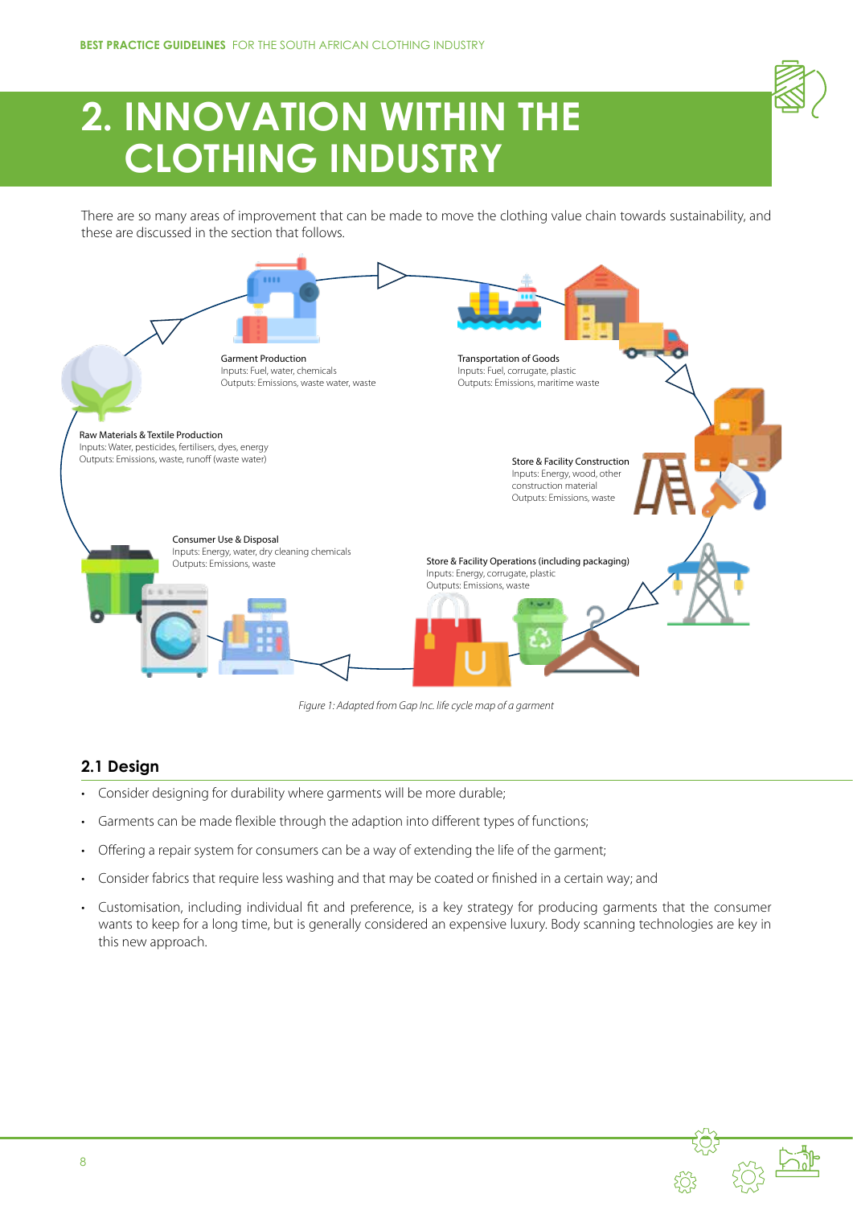# 2. INNOVATION WITHIN THE CLOTHING INDUSTRY

There are so many areas of improvement that can be made to move the clothing value chain towards sustainability, and these are discussed in the section that follows.

Garment Production
Inputs: Fuel, water, chemicals
Outputs: Emissions, waste water, waste

Transportation of Goods
Inputs: Fuel, corrugate, plastic
Outputs: Emissions, maritime waste

Raw Materials & Textile Production
Inputs: Water, pesticides, fertilisers, dyes, energy
Outputs: Emissions, waste, runoff (waste water)

Store & Facility Construction
Inputs: Energy, wood, other construction material
Outputs: Emissions, waste

Consumer Use & Disposal
Inputs: Energy, water, dry cleaning chemicals
Outputs: Emissions, waste

Store & Facility Operations (including packaging)
Inputs: Energy, corrugate, plastic
Outputs: Emissions, waste

*Figure 1: Adapted from Gap Inc. life cycle map of a garment*

## 2.1 Design

- Consider designing for durability where garments will be more durable;
- Garments can be made flexible through the adaption into different types of functions;
- Offering a repair system for consumers can be a way of extending the life of the garment;
- Consider fabrics that require less washing and that may be coated or finished in a certain way; and
- Customisation, including individual fit and preference, is a key strategy for producing garments that the consumer wants to keep for a long time, but is generally considered an expensive luxury. Body scanning technologies are key in this new approach.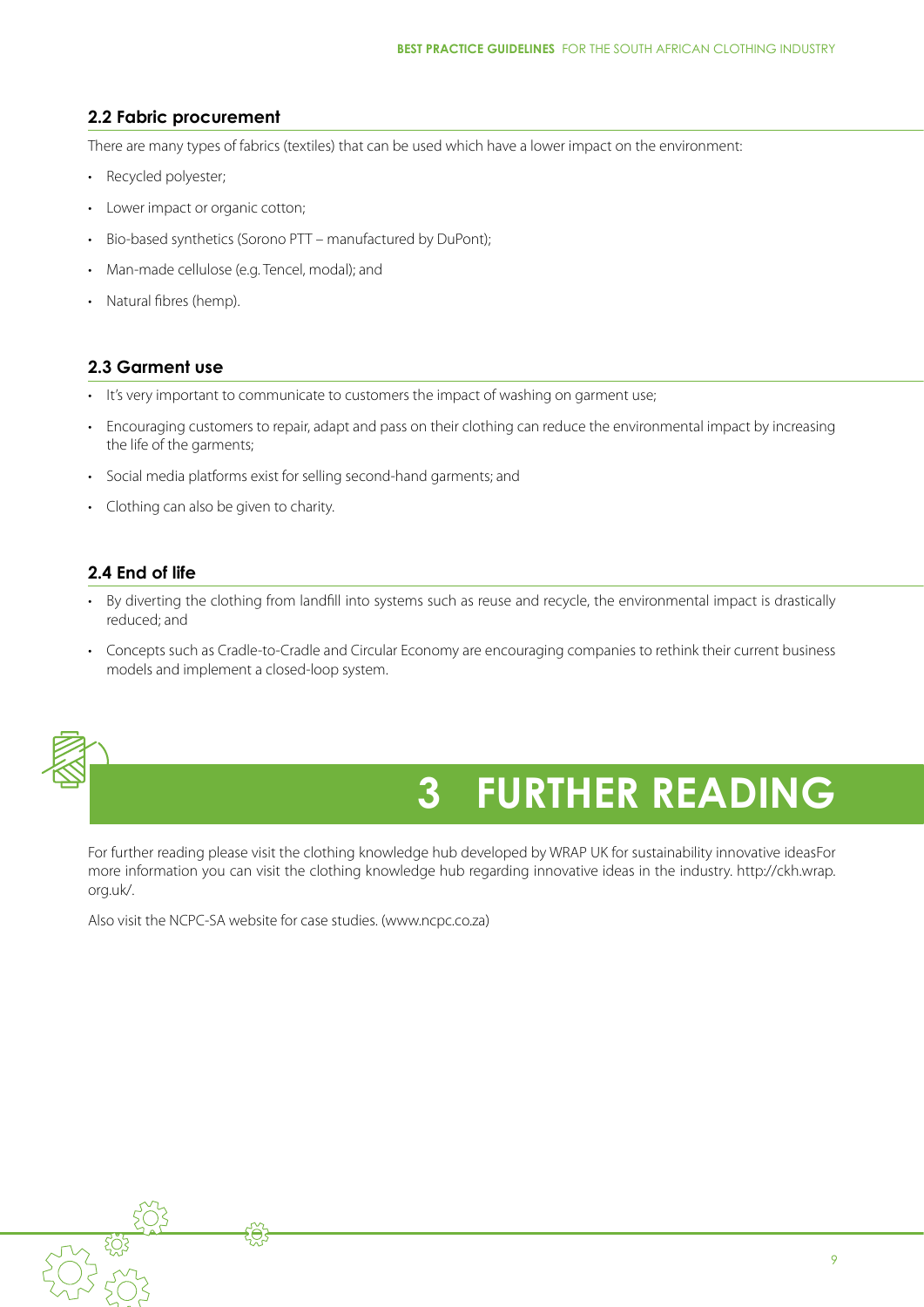## 2.2 Fabric procurement

There are many types of fabrics (textiles) that can be used which have a lower impact on the environment:

- Recycled polyester;
- Lower impact or organic cotton;
- Bio-based synthetics (Sorono PTT – manufactured by DuPont);
- Man-made cellulose (e.g. Tencel, modal); and
- Natural fibres (hemp).

## 2.3 Garment use

- It's very important to communicate to customers the impact of washing on garment use;
- Encouraging customers to repair, adapt and pass on their clothing can reduce the environmental impact by increasing the life of the garments;
- Social media platforms exist for selling second-hand garments; and
- Clothing can also be given to charity.

## 2.4 End of life

- By diverting the clothing from landfill into systems such as reuse and recycle, the environmental impact is drastically reduced; and
- Concepts such as Cradle-to-Cradle and Circular Economy are encouraging companies to rethink their current business models and implement a closed-loop system.

# 3 FURTHER READING

For further reading please visit the clothing knowledge hub developed by WRAP UK for sustainability innovative ideasFor more information you can visit the clothing knowledge hub regarding innovative ideas in the industry. http://ckh.wrap.org.uk/.

Also visit the NCPC-SA website for case studies. (www.ncpc.co.za)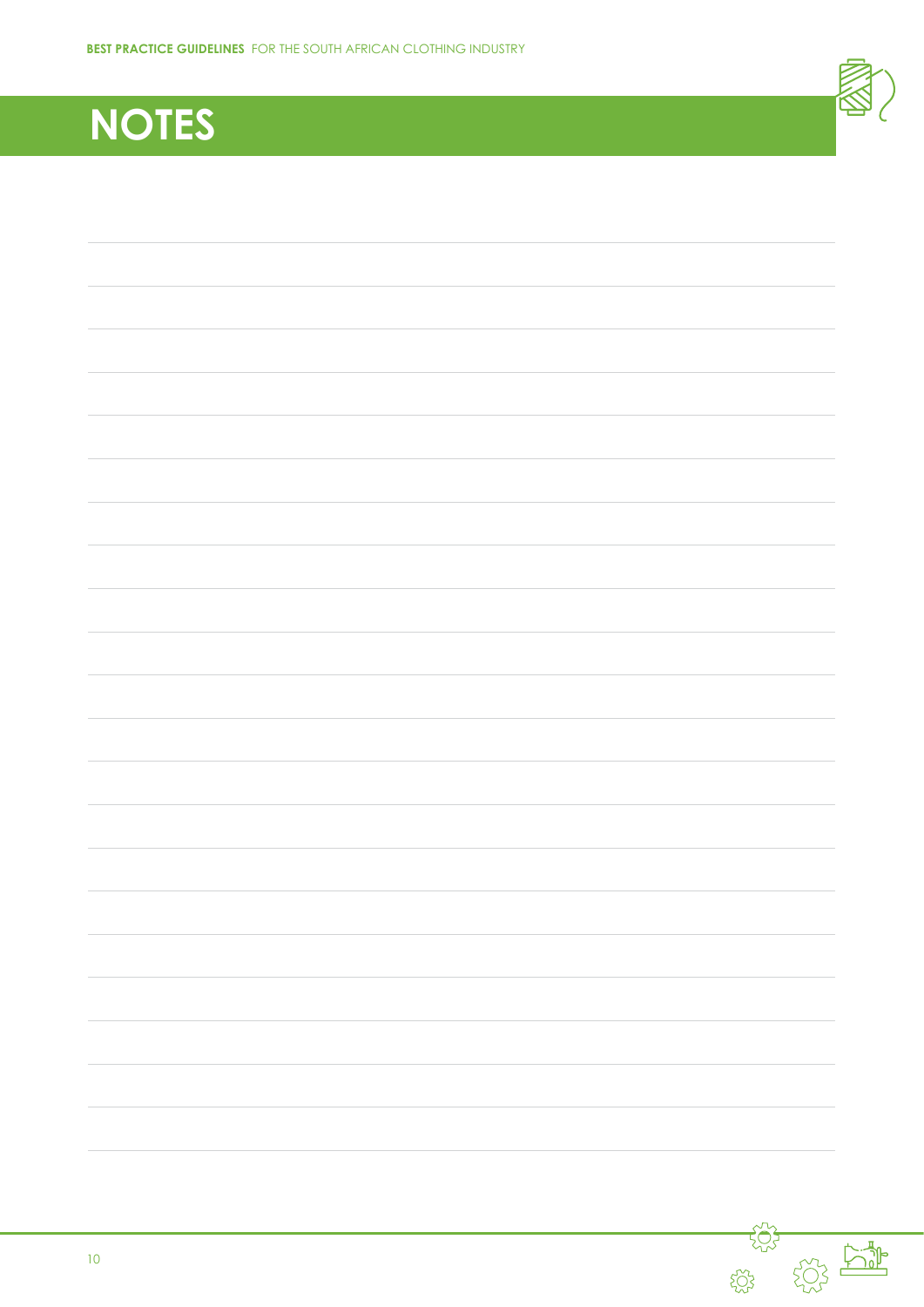# NOTES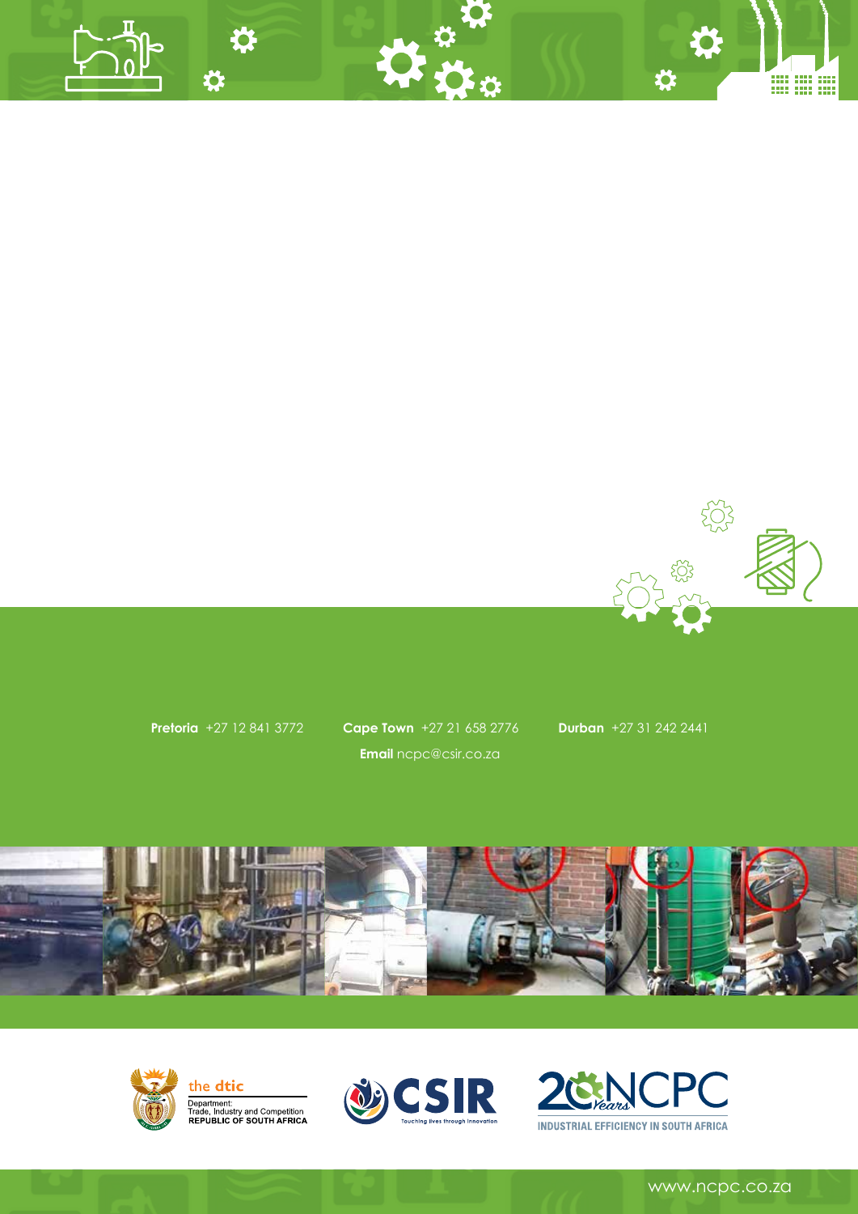**Pretoria** +27 12 841 3772 **Cape Town** +27 21 658 2776 **Durban** +27 31 242 2441

**Email** ncpc@csir.co.za

the dtic

Department:
Trade, Industry and Competition
REPUBLIC OF SOUTH AFRICA

CSIR

Touching lives through innovation

20 Years NCPC

INDUSTRIAL EFFICIENCY IN SOUTH AFRICA

www.ncpc.co.za